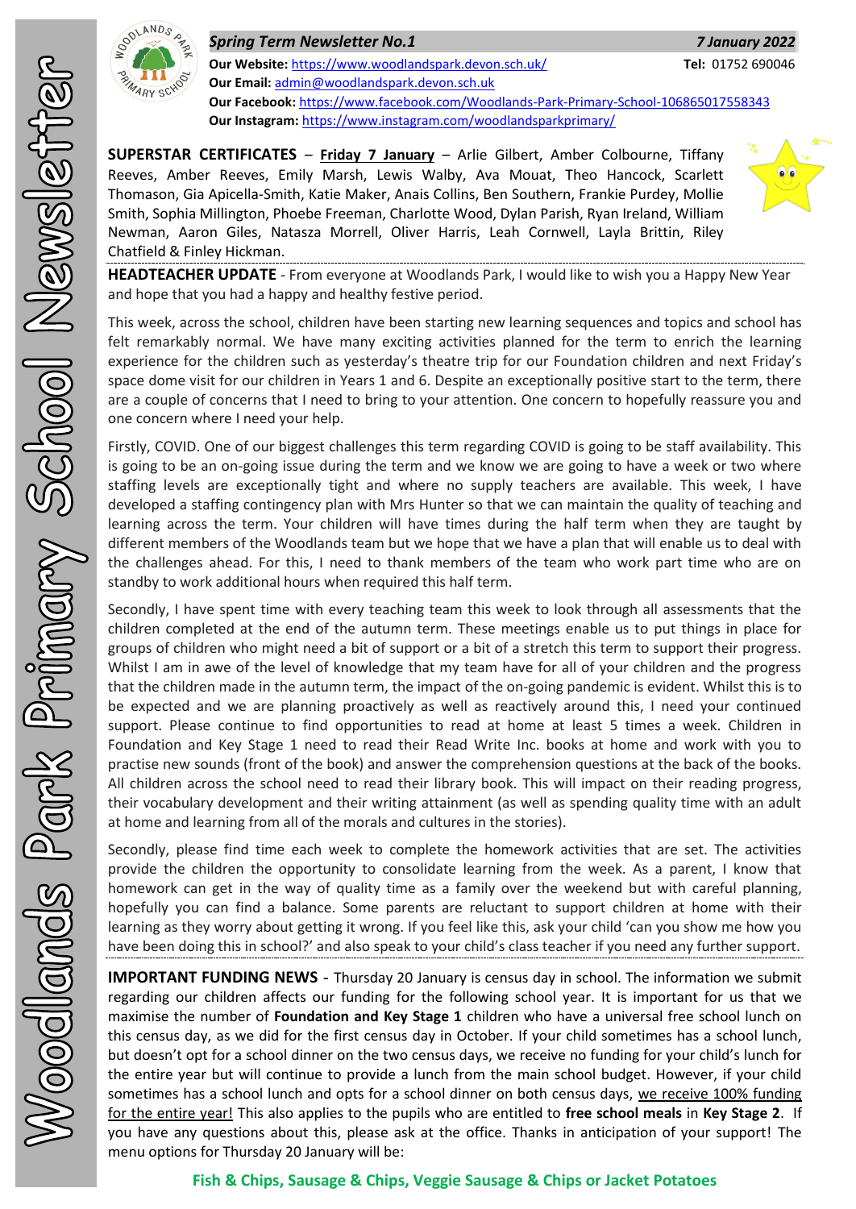# Woodlands Park Primary School Newsletter

***Spring Term Newsletter No.1*** ***7 January 2022***

**Our Website:** https://www.woodlandspark.devon.sch.uk/ **Tel:** 01752 690046
**Our Email:** admin@woodlandspark.devon.sch.uk
**Our Facebook:** https://www.facebook.com/Woodlands-Park-Primary-School-106865017558343
**Our Instagram:** https://www.instagram.com/woodlandsparkprimary/

**SUPERSTAR CERTIFICATES** – **Friday 7 January** – Arlie Gilbert, Amber Colbourne, Tiffany Reeves, Amber Reeves, Emily Marsh, Lewis Walby, Ava Mouat, Theo Hancock, Scarlett Thomason, Gia Apicella-Smith, Katie Maker, Anais Collins, Ben Southern, Frankie Purdey, Mollie Smith, Sophia Millington, Phoebe Freeman, Charlotte Wood, Dylan Parish, Ryan Ireland, William Newman, Aaron Giles, Natasza Morrell, Oliver Harris, Leah Cornwell, Layla Brittin, Riley Chatfield & Finley Hickman.

**HEADTEACHER UPDATE** - From everyone at Woodlands Park, I would like to wish you a Happy New Year and hope that you had a happy and healthy festive period.

This week, across the school, children have been starting new learning sequences and topics and school has felt remarkably normal. We have many exciting activities planned for the term to enrich the learning experience for the children such as yesterday's theatre trip for our Foundation children and next Friday's space dome visit for our children in Years 1 and 6. Despite an exceptionally positive start to the term, there are a couple of concerns that I need to bring to your attention. One concern to hopefully reassure you and one concern where I need your help.

Firstly, COVID. One of our biggest challenges this term regarding COVID is going to be staff availability. This is going to be an on-going issue during the term and we know we are going to have a week or two where staffing levels are exceptionally tight and where no supply teachers are available. This week, I have developed a staffing contingency plan with Mrs Hunter so that we can maintain the quality of teaching and learning across the term. Your children will have times during the half term when they are taught by different members of the Woodlands team but we hope that we have a plan that will enable us to deal with the challenges ahead. For this, I need to thank members of the team who work part time who are on standby to work additional hours when required this half term.

Secondly, I have spent time with every teaching team this week to look through all assessments that the children completed at the end of the autumn term. These meetings enable us to put things in place for groups of children who might need a bit of support or a bit of a stretch this term to support their progress. Whilst I am in awe of the level of knowledge that my team have for all of your children and the progress that the children made in the autumn term, the impact of the on-going pandemic is evident. Whilst this is to be expected and we are planning proactively as well as reactively around this, I need your continued support. Please continue to find opportunities to read at home at least 5 times a week. Children in Foundation and Key Stage 1 need to read their Read Write Inc. books at home and work with you to practise new sounds (front of the book) and answer the comprehension questions at the back of the books. All children across the school need to read their library book. This will impact on their reading progress, their vocabulary development and their writing attainment (as well as spending quality time with an adult at home and learning from all of the morals and cultures in the stories).

Secondly, please find time each week to complete the homework activities that are set. The activities provide the children the opportunity to consolidate learning from the week. As a parent, I know that homework can get in the way of quality time as a family over the weekend but with careful planning, hopefully you can find a balance. Some parents are reluctant to support children at home with their learning as they worry about getting it wrong. If you feel like this, ask your child 'can you show me how you have been doing this in school?' and also speak to your child's class teacher if you need any further support.

**IMPORTANT FUNDING NEWS** - Thursday 20 January is census day in school. The information we submit regarding our children affects our funding for the following school year. It is important for us that we maximise the number of **Foundation and Key Stage 1** children who have a universal free school lunch on this census day, as we did for the first census day in October. If your child sometimes has a school lunch, but doesn't opt for a school dinner on the two census days, we receive no funding for your child's lunch for the entire year but will continue to provide a lunch from the main school budget. However, if your child sometimes has a school lunch and opts for a school dinner on both census days, we receive 100% funding for the entire year! This also applies to the pupils who are entitled to **free school meals** in **Key Stage 2**. If you have any questions about this, please ask at the office. Thanks in anticipation of your support! The menu options for Thursday 20 January will be:

**Fish & Chips, Sausage & Chips, Veggie Sausage & Chips or Jacket Potatoes**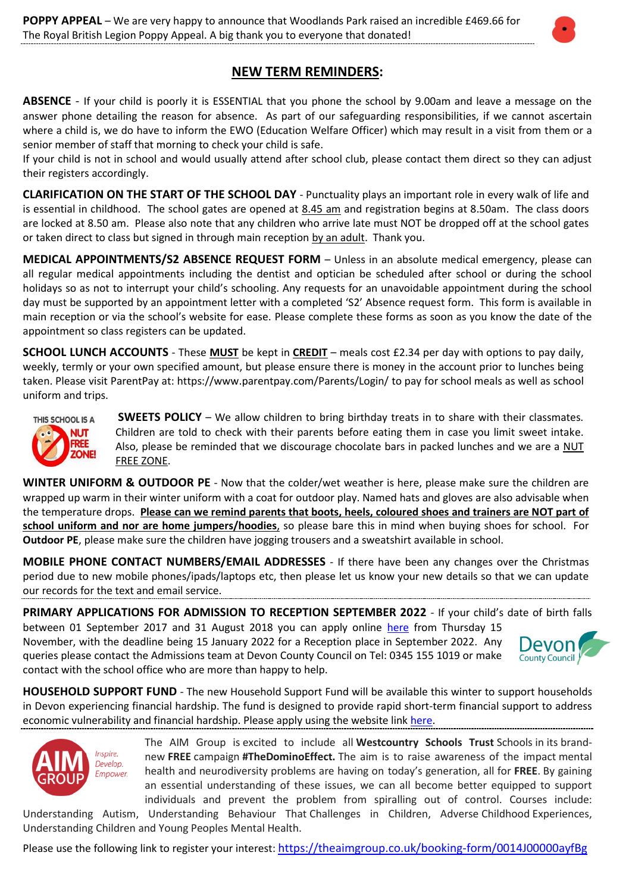**POPPY APPEAL** – We are very happy to announce that Woodlands Park raised an incredible £469.66 for The Royal British Legion Poppy Appeal. A big thank you to everyone that donated!

## NEW TERM REMINDERS:

**ABSENCE** - If your child is poorly it is ESSENTIAL that you phone the school by 9.00am and leave a message on the answer phone detailing the reason for absence. As part of our safeguarding responsibilities, if we cannot ascertain where a child is, we do have to inform the EWO (Education Welfare Officer) which may result in a visit from them or a senior member of staff that morning to check your child is safe.
If your child is not in school and would usually attend after school club, please contact them direct so they can adjust their registers accordingly.

**CLARIFICATION ON THE START OF THE SCHOOL DAY** - Punctuality plays an important role in every walk of life and is essential in childhood. The school gates are opened at 8.45 am and registration begins at 8.50am. The class doors are locked at 8.50 am. Please also note that any children who arrive late must NOT be dropped off at the school gates or taken direct to class but signed in through main reception by an adult. Thank you.

**MEDICAL APPOINTMENTS/S2 ABSENCE REQUEST FORM** – Unless in an absolute medical emergency, please can all regular medical appointments including the dentist and optician be scheduled after school or during the school holidays so as not to interrupt your child's schooling. Any requests for an unavoidable appointment during the school day must be supported by an appointment letter with a completed 'S2' Absence request form. This form is available in main reception or via the school's website for ease. Please complete these forms as soon as you know the date of the appointment so class registers can be updated.

**SCHOOL LUNCH ACCOUNTS** - These **MUST** be kept in **CREDIT** – meals cost £2.34 per day with options to pay daily, weekly, termly or your own specified amount, but please ensure there is money in the account prior to lunches being taken. Please visit ParentPay at: https://www.parentpay.com/Parents/Login/ to pay for school meals as well as school uniform and trips.

THIS SCHOOL IS A NUT FREE ZONE!

**SWEETS POLICY** – We allow children to bring birthday treats in to share with their classmates. Children are told to check with their parents before eating them in case you limit sweet intake. Also, please be reminded that we discourage chocolate bars in packed lunches and we are a NUT FREE ZONE.

**WINTER UNIFORM & OUTDOOR PE** - Now that the colder/wet weather is here, please make sure the children are wrapped up warm in their winter uniform with a coat for outdoor play. Named hats and gloves are also advisable when the temperature drops. **Please can we remind parents that boots, heels, coloured shoes and trainers are NOT part of school uniform and nor are home jumpers/hoodies**, so please bare this in mind when buying shoes for school. For **Outdoor PE**, please make sure the children have jogging trousers and a sweatshirt available in school.

**MOBILE PHONE CONTACT NUMBERS/EMAIL ADDRESSES** - If there have been any changes over the Christmas period due to new mobile phones/ipads/laptops etc, then please let us know your new details so that we can update our records for the text and email service.

**PRIMARY APPLICATIONS FOR ADMISSION TO RECEPTION SEPTEMBER 2022** - If your child's date of birth falls between 01 September 2017 and 31 August 2018 you can apply online here from Thursday 15 November, with the deadline being 15 January 2022 for a Reception place in September 2022. Any queries please contact the Admissions team at Devon County Council on Tel: 0345 155 1019 or make contact with the school office who are more than happy to help.

**HOUSEHOLD SUPPORT FUND** - The new Household Support Fund will be available this winter to support households in Devon experiencing financial hardship. The fund is designed to provide rapid short-term financial support to address economic vulnerability and financial hardship. Please apply using the website link here.

The AIM Group is excited to include all **Westcountry Schools Trust** Schools in its brand-new **FREE** campaign **#TheDominoEffect.** The aim is to raise awareness of the impact mental health and neurodiversity problems are having on today's generation, all for **FREE**. By gaining an essential understanding of these issues, we can all become better equipped to support individuals and prevent the problem from spiralling out of control. Courses include: Understanding Autism, Understanding Behaviour That Challenges in Children, Adverse Childhood Experiences, Understanding Children and Young Peoples Mental Health.

Please use the following link to register your interest: https://theaimgroup.co.uk/booking-form/0014J00000ayfBg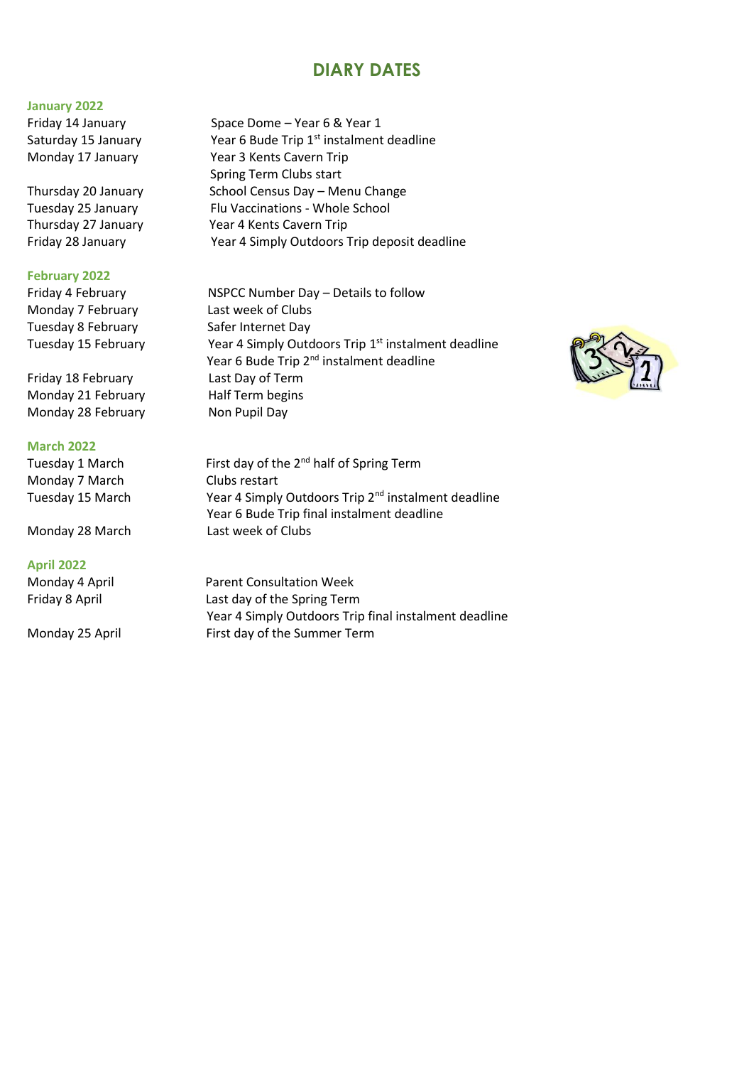# DIARY DATES

## January 2022

| | |
|---|---|
| Friday 14 January | Space Dome – Year 6 & Year 1 |
| Saturday 15 January | Year 6 Bude Trip 1st instalment deadline |
| Monday 17 January | Year 3 Kents Cavern Trip |
| | Spring Term Clubs start |
| Thursday 20 January | School Census Day – Menu Change |
| Tuesday 25 January | Flu Vaccinations - Whole School |
| Thursday 27 January | Year 4 Kents Cavern Trip |
| Friday 28 January | Year 4 Simply Outdoors Trip deposit deadline |

## February 2022

| | |
|---|---|
| Friday 4 February | NSPCC Number Day – Details to follow |
| Monday 7 February | Last week of Clubs |
| Tuesday 8 February | Safer Internet Day |
| Tuesday 15 February | Year 4 Simply Outdoors Trip 1st instalment deadline |
| | Year 6 Bude Trip 2nd instalment deadline |
| Friday 18 February | Last Day of Term |
| Monday 21 February | Half Term begins |
| Monday 28 February | Non Pupil Day |

## March 2022

| | |
|---|---|
| Tuesday 1 March | First day of the 2nd half of Spring Term |
| Monday 7 March | Clubs restart |
| Tuesday 15 March | Year 4 Simply Outdoors Trip 2nd instalment deadline |
| | Year 6 Bude Trip final instalment deadline |
| Monday 28 March | Last week of Clubs |

## April 2022

| | |
|---|---|
| Monday 4 April | Parent Consultation Week |
| Friday 8 April | Last day of the Spring Term |
| | Year 4 Simply Outdoors Trip final instalment deadline |
| Monday 25 April | First day of the Summer Term |